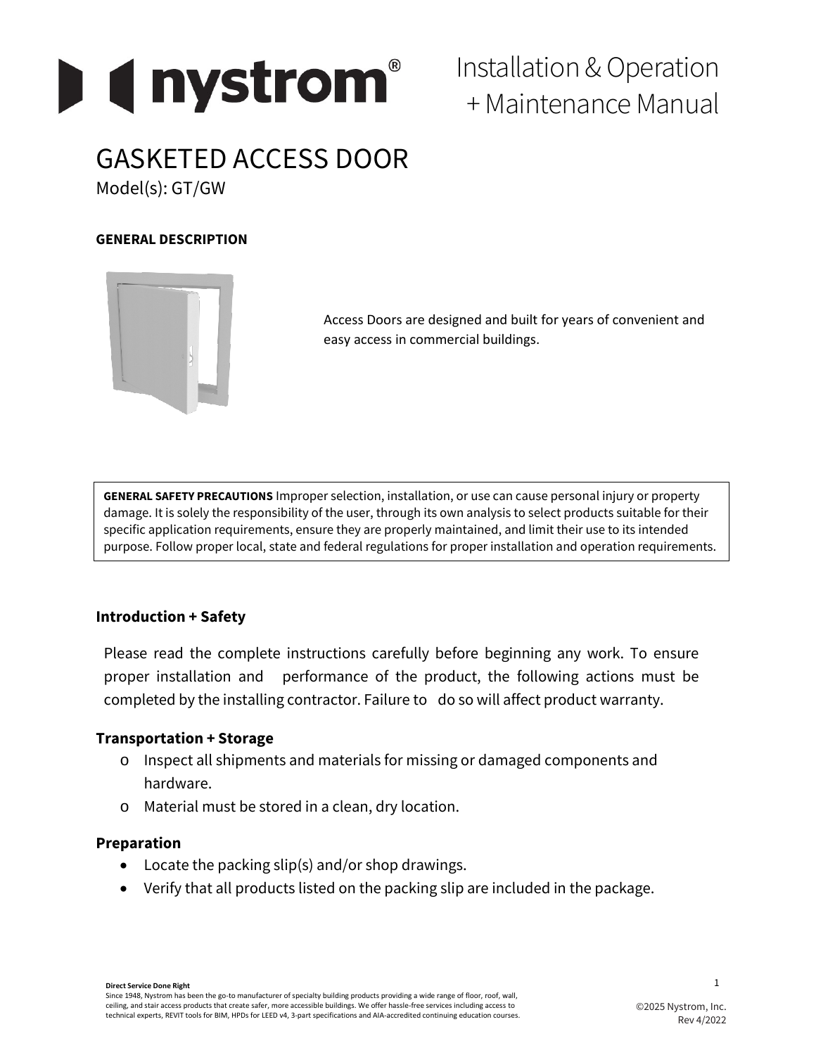# Installation & Operation + Maintenance Manual

# GASKETED ACCESS DOOR

Model(s): GT/GW

**GENERAL DESCRIPTION**

Access Doors are designed and built for years of convenient and easy access in commercial buildings.

**GENERAL SAFETY PRECAUTIONS** Improper selection, installation, or use can cause personal injury or property damage. It is solely the responsibility of the user, through its own analysis to select products suitable for their specific application requirements, ensure they are properly maintained, and limit their use to its intended purpose. Follow proper local, state and federal regulations for proper installation and operation requirements.

## Introduction + Safety

Please read the complete instructions carefully before beginning any work. To ensure proper installation and performance of the product, the following actions must be completed by the installing contractor. Failure to do so will affect product warranty.

## Transportation + Storage

- Inspect all shipments and materials for missing or damaged components and hardware.
- Material must be stored in a clean, dry location.

## Preparation

- Locate the packing slip(s) and/or shop drawings.
- Verify that all products listed on the packing slip are included in the package.

**Direct Service Done Right**
Since 1948, Nystrom has been the go-to manufacturer of specialty building products providing a wide range of floor, roof, wall, ceiling, and stair access products that create safer, more accessible buildings. We offer hassle-free services including access to technical experts, REVIT tools for BIM, HPDs for LEED v4, 3-part specifications and AIA-accredited continuing education courses.

©2025 Nystrom, Inc.
Rev 4/2022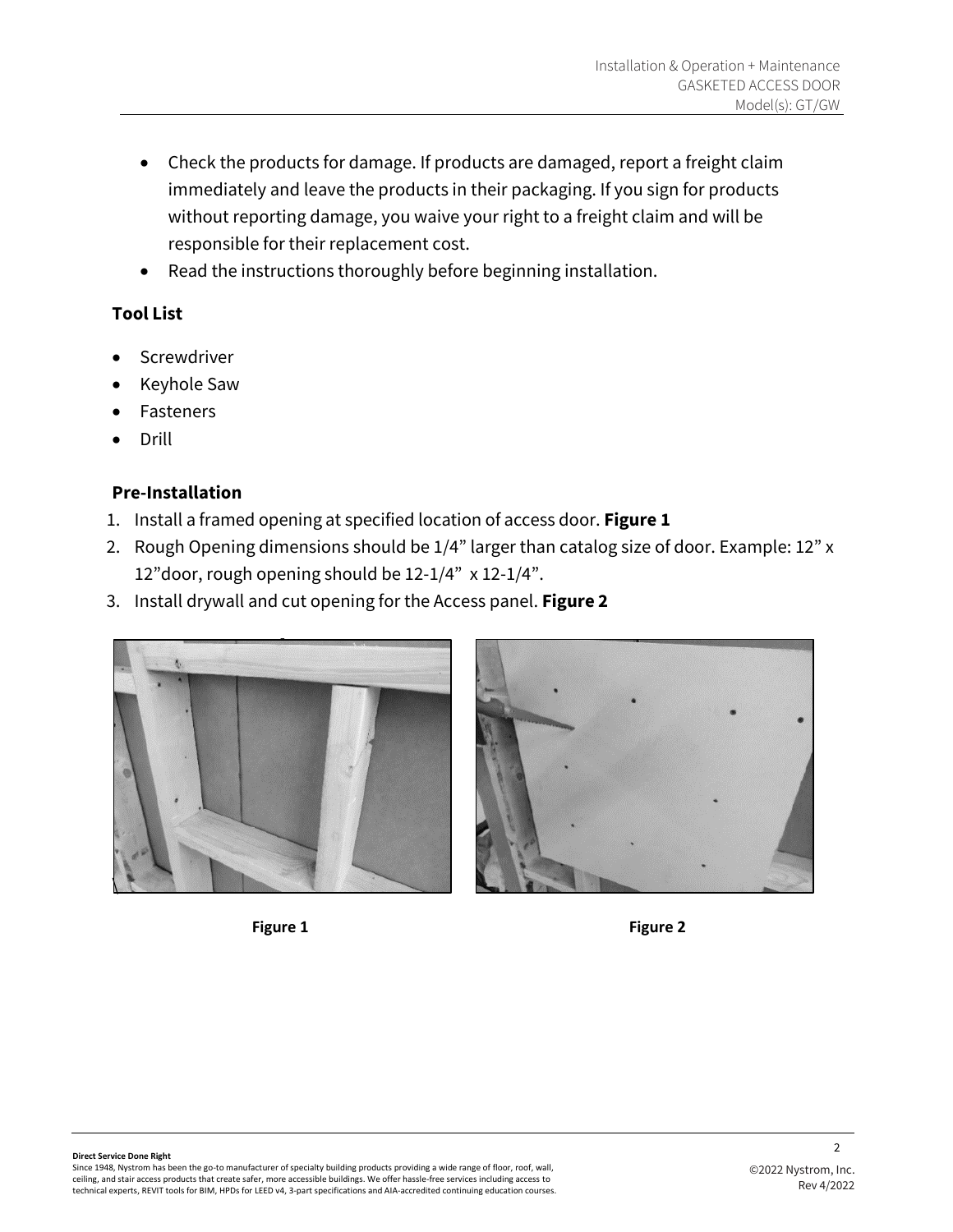- Check the products for damage. If products are damaged, report a freight claim immediately and leave the products in their packaging. If you sign for products without reporting damage, you waive your right to a freight claim and will be responsible for their replacement cost.
- Read the instructions thoroughly before beginning installation.

## Tool List

- Screwdriver
- Keyhole Saw
- Fasteners
- Drill

## Pre-Installation

1. Install a framed opening at specified location of access door. **Figure 1**
2. Rough Opening dimensions should be 1/4" larger than catalog size of door. Example: 12" x 12"door, rough opening should be 12-1/4" x 12-1/4".
3. Install drywall and cut opening for the Access panel. **Figure 2**

**Figure 1**

**Figure 2**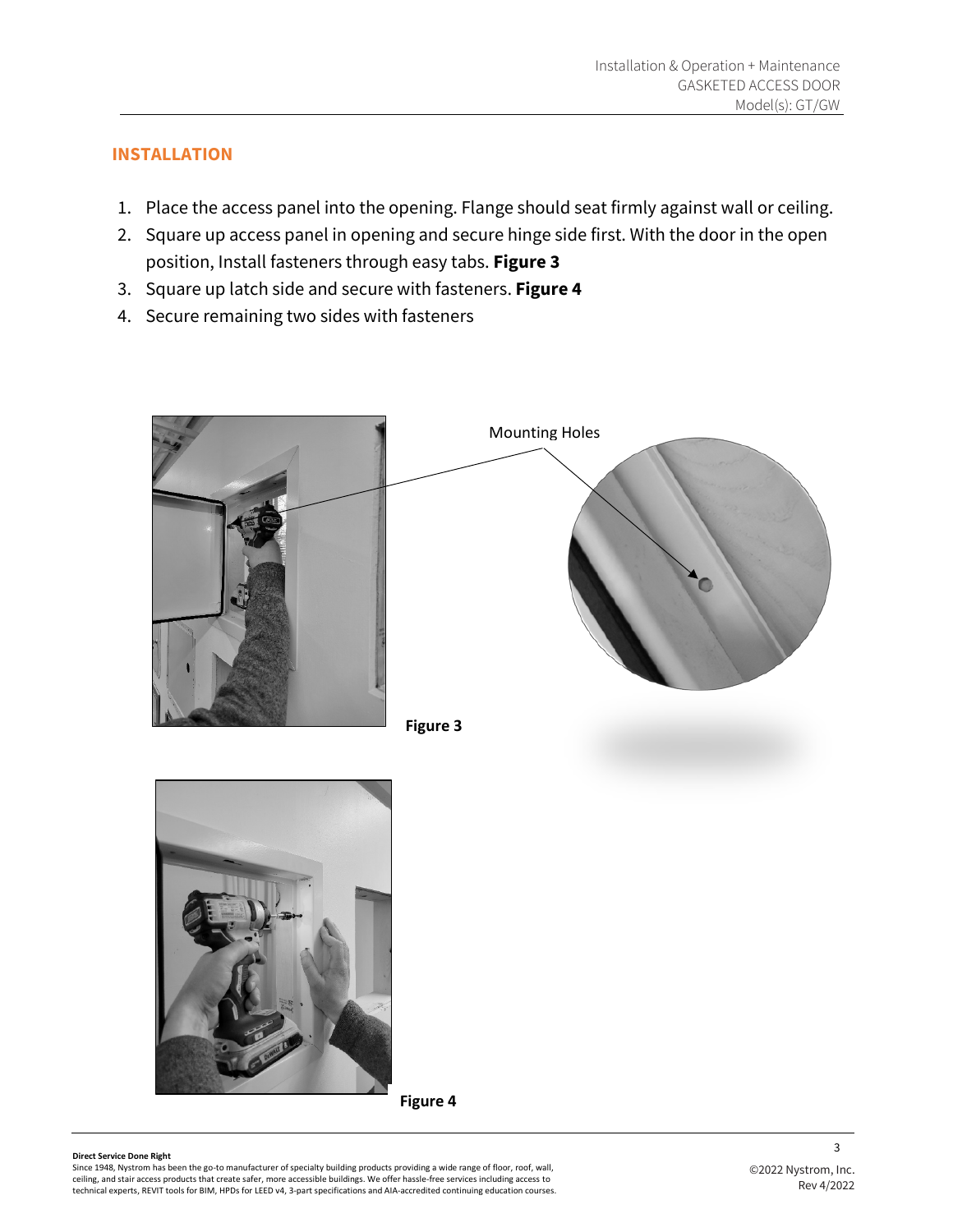## INSTALLATION

1. Place the access panel into the opening. Flange should seat firmly against wall or ceiling.
2. Square up access panel in opening and secure hinge side first. With the door in the open position, Install fasteners through easy tabs. **Figure 3**
3. Square up latch side and secure with fasteners. **Figure 4**
4. Secure remaining two sides with fasteners

Mounting Holes

**Figure 3**

**Figure 4**

**Direct Service Done Right**
Since 1948, Nystrom has been the go-to manufacturer of specialty building products providing a wide range of floor, roof, wall, ceiling, and stair access products that create safer, more accessible buildings. We offer hassle-free services including access to technical experts, REVIT tools for BIM, HPDs for LEED v4, 3-part specifications and AIA-accredited continuing education courses.

©2022 Nystrom, Inc.
Rev 4/2022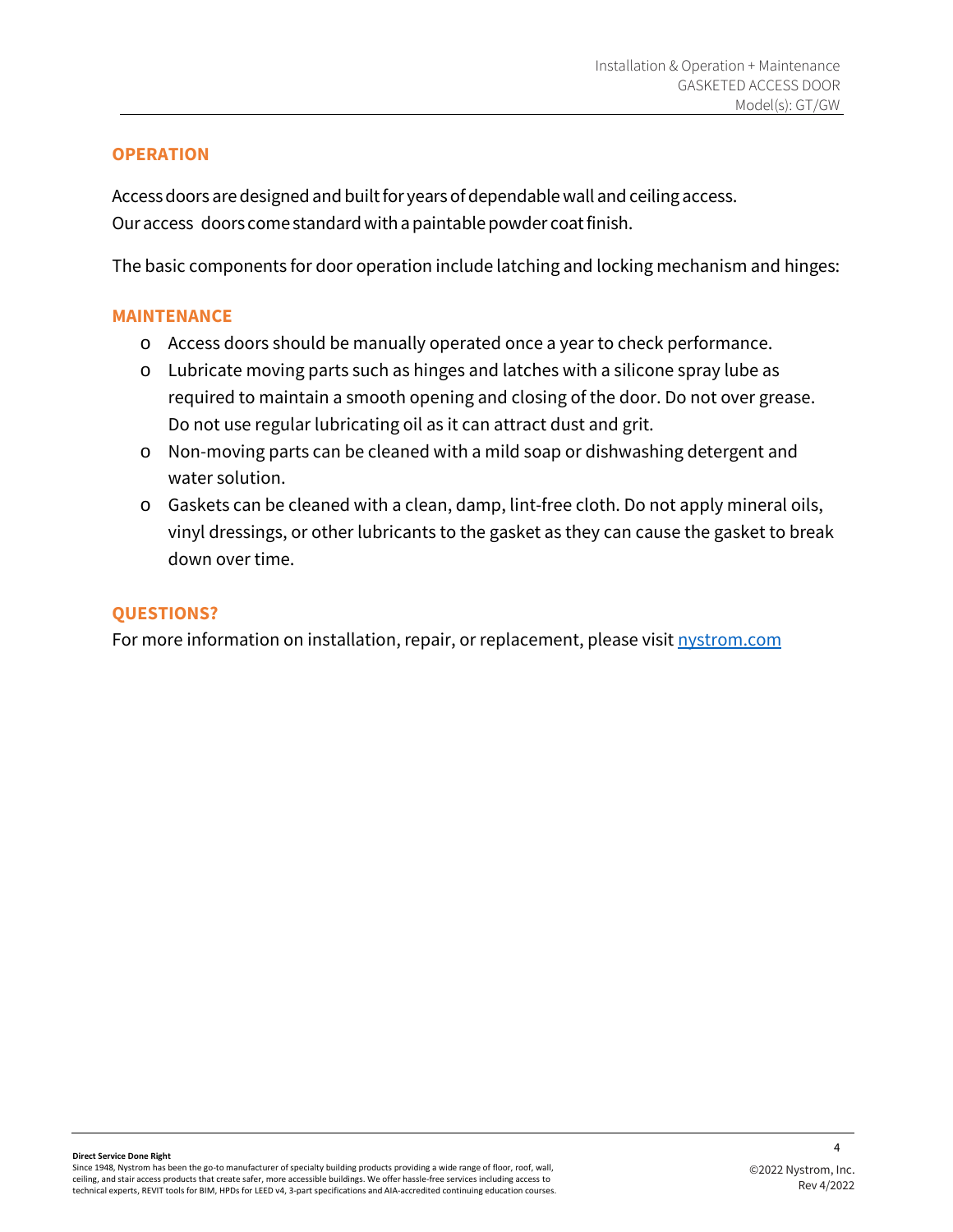## OPERATION

Access doors are designed and built for years of dependable wall and ceiling access. Our access doors come standard with a paintable powder coat finish.

The basic components for door operation include latching and locking mechanism and hinges:

## MAINTENANCE

- Access doors should be manually operated once a year to check performance.
- Lubricate moving parts such as hinges and latches with a silicone spray lube as required to maintain a smooth opening and closing of the door. Do not over grease. Do not use regular lubricating oil as it can attract dust and grit.
- Non-moving parts can be cleaned with a mild soap or dishwashing detergent and water solution.
- Gaskets can be cleaned with a clean, damp, lint-free cloth. Do not apply mineral oils, vinyl dressings, or other lubricants to the gasket as they can cause the gasket to break down over time.

## QUESTIONS?

For more information on installation, repair, or replacement, please visit [nystrom.com](nystrom.com)